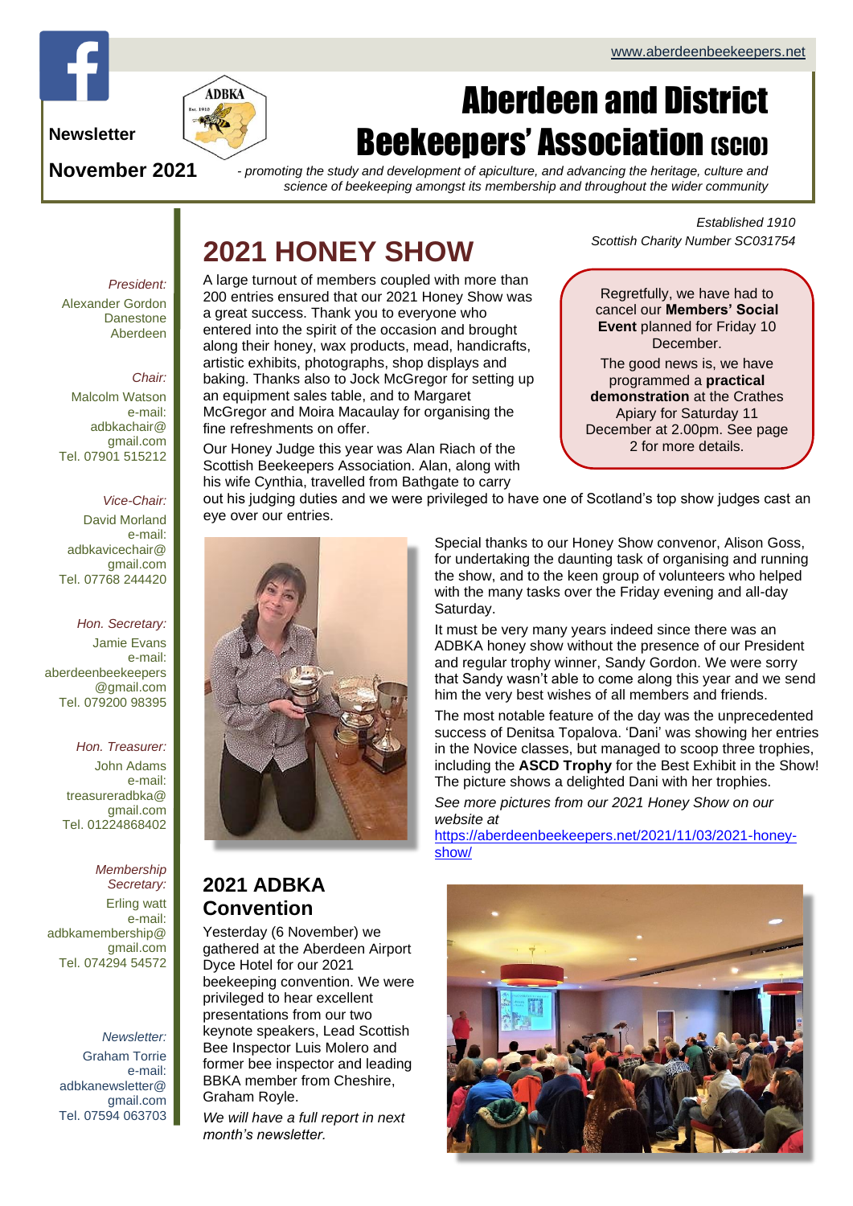www.aberdeenbeekeepers.net

**Newsletter**

**November 2021**

# Aberdeen and District Beekeepers' Association (SCIO)

*- promoting the study and development of apiculture, and advancing the heritage, culture and science of beekeeping amongst its membership and throughout the wider community*

*Established 1910*
*Scottish Charity Number SC031754*

*President:*
Alexander Gordon
Danestone
Aberdeen

*Chair:*
Malcolm Watson
e-mail:
adbkachair@gmail.com
Tel. 07901 515212

*Vice-Chair:*
David Morland
e-mail:
adbkavicechair@gmail.com
Tel. 07768 244420

*Hon. Secretary:*
Jamie Evans
e-mail:
aberdeenbeekeepers@gmail.com
Tel. 079200 98395

*Hon. Treasurer:*
John Adams
e-mail:
treasureradbka@gmail.com
Tel. 01224868402

*Membership Secretary:*
Erling watt
e-mail:
adbkamembership@gmail.com
Tel. 074294 54572

*Newsletter:*
Graham Torrie
e-mail:
adbkanewsletter@gmail.com
Tel. 07594 063703

## 2021 HONEY SHOW

A large turnout of members coupled with more than 200 entries ensured that our 2021 Honey Show was a great success. Thank you to everyone who entered into the spirit of the occasion and brought along their honey, wax products, mead, handicrafts, artistic exhibits, photographs, shop displays and baking. Thanks also to Jock McGregor for setting up an equipment sales table, and to Margaret McGregor and Moira Macaulay for organising the fine refreshments on offer.

Our Honey Judge this year was Alan Riach of the Scottish Beekeepers Association. Alan, along with his wife Cynthia, travelled from Bathgate to carry out his judging duties and we were privileged to have one of Scotland's top show judges cast an eye over our entries.

Regretfully, we have had to cancel our **Members' Social Event** planned for Friday 10 December.

The good news is, we have programmed a **practical demonstration** at the Crathes Apiary for Saturday 11 December at 2.00pm. See page 2 for more details.

Special thanks to our Honey Show convenor, Alison Goss, for undertaking the daunting task of organising and running the show, and to the keen group of volunteers who helped with the many tasks over the Friday evening and all-day Saturday.

It must be very many years indeed since there was an ADBKA honey show without the presence of our President and regular trophy winner, Sandy Gordon. We were sorry that Sandy wasn't able to come along this year and we send him the very best wishes of all members and friends.

The most notable feature of the day was the unprecedented success of Denitsa Topalova. 'Dani' was showing her entries in the Novice classes, but managed to scoop three trophies, including the **ASCD Trophy** for the Best Exhibit in the Show! The picture shows a delighted Dani with her trophies.

*See more pictures from our 2021 Honey Show on our website at* https://aberdeenbeekeepers.net/2021/11/03/2021-honey-show/

## 2021 ADBKA Convention

Yesterday (6 November) we gathered at the Aberdeen Airport Dyce Hotel for our 2021 beekeeping convention. We were privileged to hear excellent presentations from our two keynote speakers, Lead Scottish Bee Inspector Luis Molero and former bee inspector and leading BBKA member from Cheshire, Graham Royle.

*We will have a full report in next month's newsletter.*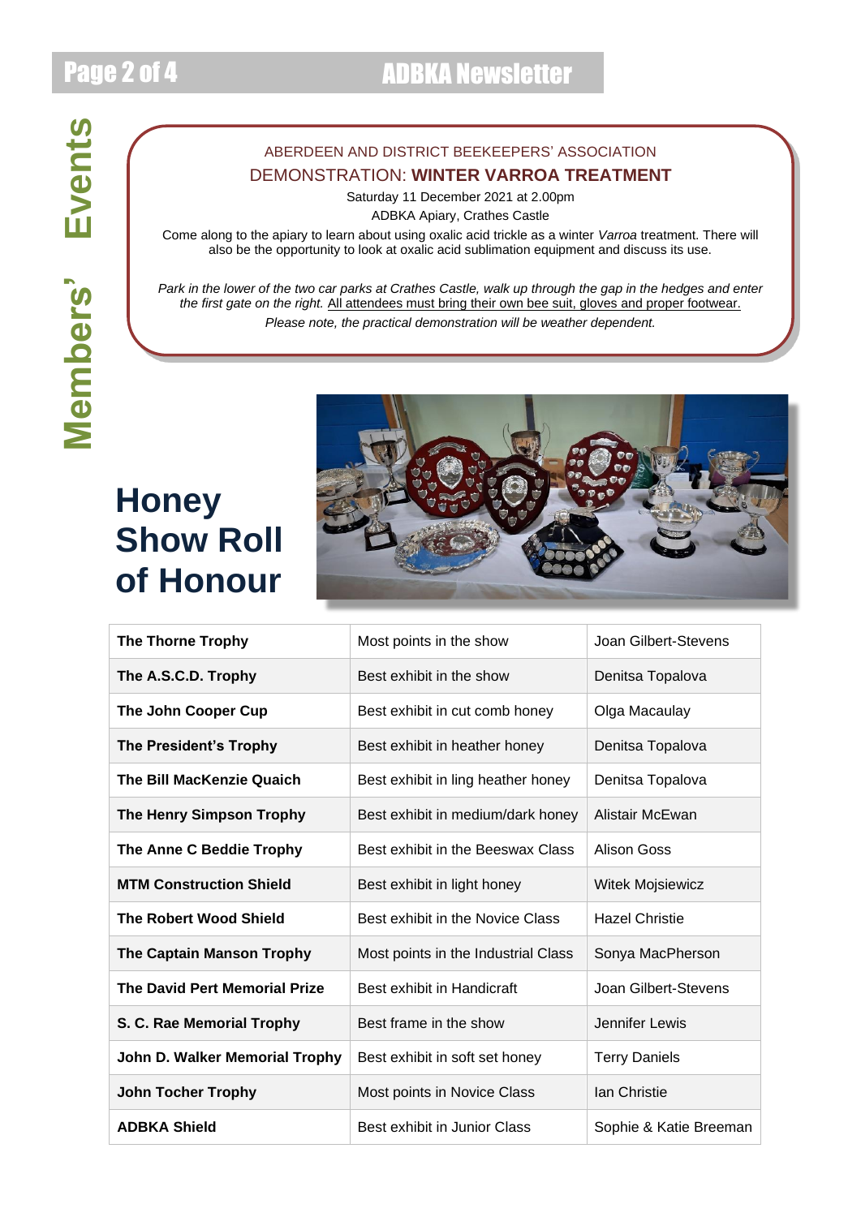Members' Events

ABERDEEN AND DISTRICT BEEKEEPERS' ASSOCIATION

DEMONSTRATION: **WINTER VARROA TREATMENT**

Saturday 11 December 2021 at 2.00pm

ADBKA Apiary, Crathes Castle

Come along to the apiary to learn about using oxalic acid trickle as a winter *Varroa* treatment. There will also be the opportunity to look at oxalic acid sublimation equipment and discuss its use.

*Park in the lower of the two car parks at Crathes Castle, walk up through the gap in the hedges and enter the first gate on the right.* All attendees must bring their own bee suit, gloves and proper footwear.

*Please note, the practical demonstration will be weather dependent.*

# Honey Show Roll of Honour

| | | |
|---|---|---|
| **The Thorne Trophy** | Most points in the show | Joan Gilbert-Stevens |
| **The A.S.C.D. Trophy** | Best exhibit in the show | Denitsa Topalova |
| **The John Cooper Cup** | Best exhibit in cut comb honey | Olga Macaulay |
| **The President's Trophy** | Best exhibit in heather honey | Denitsa Topalova |
| **The Bill MacKenzie Quaich** | Best exhibit in ling heather honey | Denitsa Topalova |
| **The Henry Simpson Trophy** | Best exhibit in medium/dark honey | Alistair McEwan |
| **The Anne C Beddie Trophy** | Best exhibit in the Beeswax Class | Alison Goss |
| **MTM Construction Shield** | Best exhibit in light honey | Witek Mojsiewicz |
| **The Robert Wood Shield** | Best exhibit in the Novice Class | Hazel Christie |
| **The Captain Manson Trophy** | Most points in the Industrial Class | Sonya MacPherson |
| **The David Pert Memorial Prize** | Best exhibit in Handicraft | Joan Gilbert-Stevens |
| **S. C. Rae Memorial Trophy** | Best frame in the show | Jennifer Lewis |
| **John D. Walker Memorial Trophy** | Best exhibit in soft set honey | Terry Daniels |
| **John Tocher Trophy** | Most points in Novice Class | Ian Christie |
| **ADBKA Shield** | Best exhibit in Junior Class | Sophie & Katie Breeman |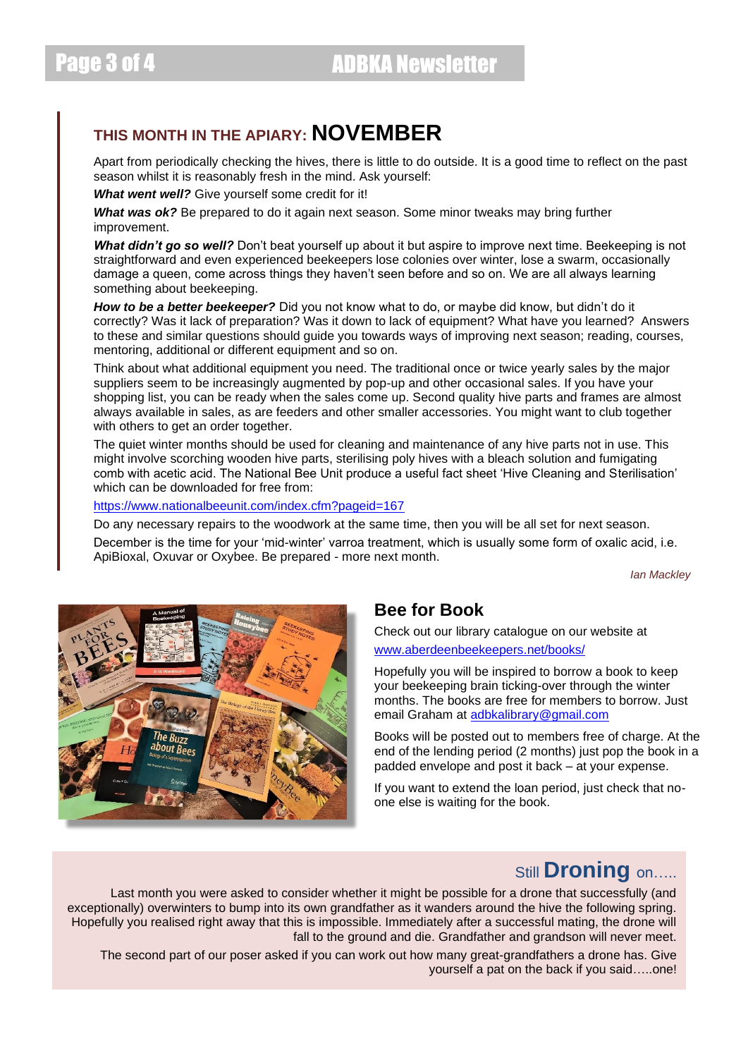## THIS MONTH IN THE APIARY: NOVEMBER

Apart from periodically checking the hives, there is little to do outside. It is a good time to reflect on the past season whilst it is reasonably fresh in the mind. Ask yourself:

***What went well?*** Give yourself some credit for it!

***What was ok?*** Be prepared to do it again next season. Some minor tweaks may bring further improvement.

***What didn't go so well?*** Don't beat yourself up about it but aspire to improve next time. Beekeeping is not straightforward and even experienced beekeepers lose colonies over winter, lose a swarm, occasionally damage a queen, come across things they haven't seen before and so on. We are all always learning something about beekeeping.

***How to be a better beekeeper?*** Did you not know what to do, or maybe did know, but didn't do it correctly? Was it lack of preparation? Was it down to lack of equipment? What have you learned? Answers to these and similar questions should guide you towards ways of improving next season; reading, courses, mentoring, additional or different equipment and so on.

Think about what additional equipment you need. The traditional once or twice yearly sales by the major suppliers seem to be increasingly augmented by pop-up and other occasional sales. If you have your shopping list, you can be ready when the sales come up. Second quality hive parts and frames are almost always available in sales, as are feeders and other smaller accessories. You might want to club together with others to get an order together.

The quiet winter months should be used for cleaning and maintenance of any hive parts not in use. This might involve scorching wooden hive parts, sterilising poly hives with a bleach solution and fumigating comb with acetic acid. The National Bee Unit produce a useful fact sheet 'Hive Cleaning and Sterilisation' which can be downloaded for free from:

https://www.nationalbeeunit.com/index.cfm?pageid=167

Do any necessary repairs to the woodwork at the same time, then you will be all set for next season.

December is the time for your 'mid-winter' varroa treatment, which is usually some form of oxalic acid, i.e. ApiBioxal, Oxuvar or Oxybee. Be prepared - more next month.

*Ian Mackley*

## Bee for Book

Check out our library catalogue on our website at www.aberdeenbeekeepers.net/books/

Hopefully you will be inspired to borrow a book to keep your beekeeping brain ticking-over through the winter months. The books are free for members to borrow. Just email Graham at adbkalibrary@gmail.com

Books will be posted out to members free of charge. At the end of the lending period (2 months) just pop the book in a padded envelope and post it back – at your expense.

If you want to extend the loan period, just check that no-one else is waiting for the book.

## Still Droning on…..

Last month you were asked to consider whether it might be possible for a drone that successfully (and exceptionally) overwinters to bump into its own grandfather as it wanders around the hive the following spring. Hopefully you realised right away that this is impossible. Immediately after a successful mating, the drone will fall to the ground and die. Grandfather and grandson will never meet.

The second part of our poser asked if you can work out how many great-grandfathers a drone has. Give yourself a pat on the back if you said…..one!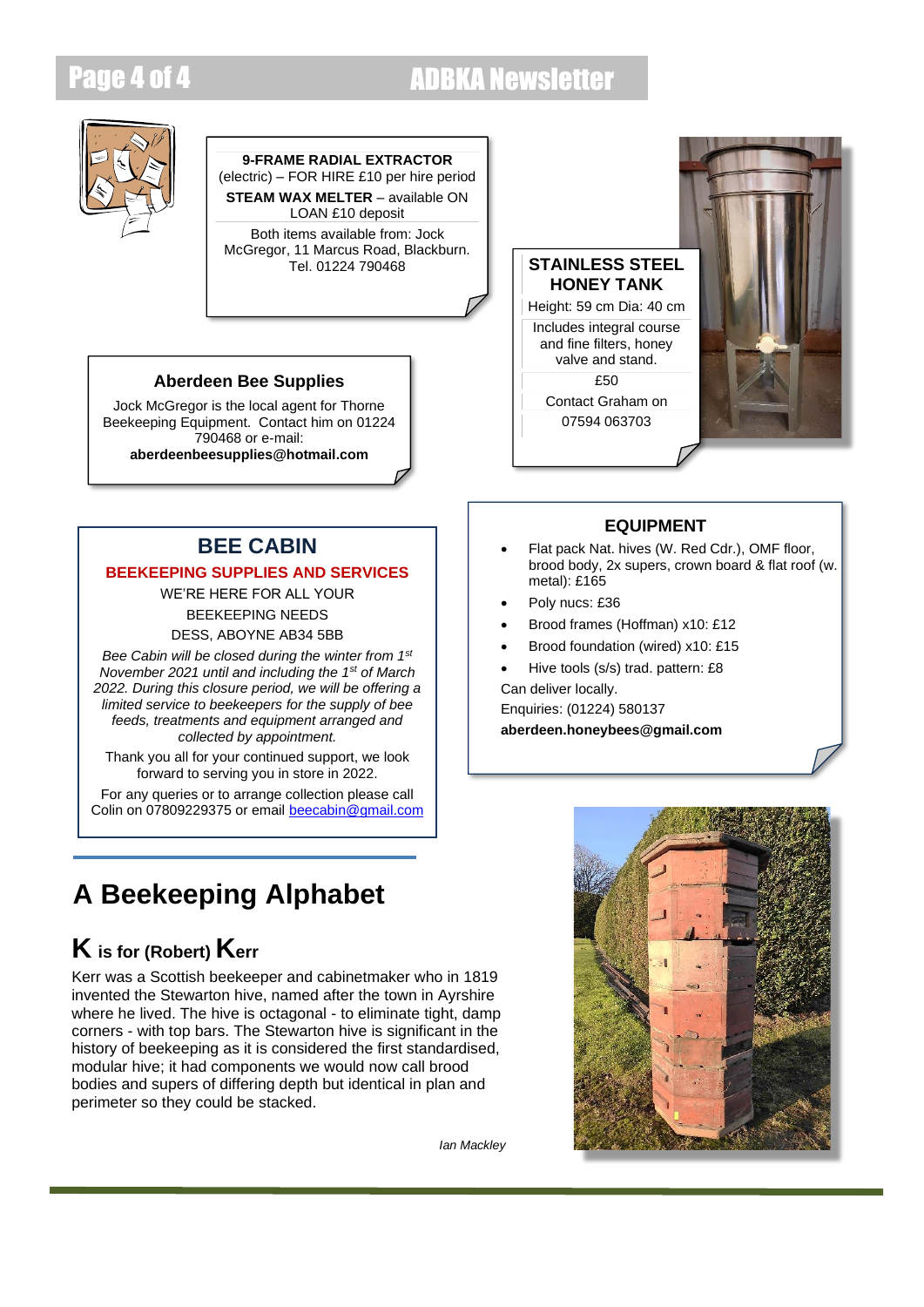**9-FRAME RADIAL EXTRACTOR** (electric) – FOR HIRE £10 per hire period

**STEAM WAX MELTER** – available ON LOAN £10 deposit

Both items available from: Jock McGregor, 11 Marcus Road, Blackburn. Tel. 01224 790468

### Aberdeen Bee Supplies

Jock McGregor is the local agent for Thorne Beekeeping Equipment. Contact him on 01224 790468 or e-mail: **aberdeenbeesupplies@hotmail.com**

### STAINLESS STEEL HONEY TANK

Height: 59 cm Dia: 40 cm

Includes integral course and fine filters, honey valve and stand.

£50

Contact Graham on 07594 063703

### BEE CABIN

**BEEKEEPING SUPPLIES AND SERVICES**

WE'RE HERE FOR ALL YOUR BEEKEEPING NEEDS

DESS, ABOYNE AB34 5BB

*Bee Cabin will be closed during the winter from 1st November 2021 until and including the 1st of March 2022. During this closure period, we will be offering a limited service to beekeepers for the supply of bee feeds, treatments and equipment arranged and collected by appointment.*

Thank you all for your continued support, we look forward to serving you in store in 2022.

For any queries or to arrange collection please call Colin on 07809229375 or email beecabin@gmail.com

### EQUIPMENT

- Flat pack Nat. hives (W. Red Cdr.), OMF floor, brood body, 2x supers, crown board & flat roof (w. metal): £165
- Poly nucs: £36
- Brood frames (Hoffman) x10: £12
- Brood foundation (wired) x10: £15
- Hive tools (s/s) trad. pattern: £8

Can deliver locally.

Enquiries: (01224) 580137

**aberdeen.honeybees@gmail.com**

# A Beekeeping Alphabet

## K is for (Robert) Kerr

Kerr was a Scottish beekeeper and cabinetmaker who in 1819 invented the Stewarton hive, named after the town in Ayrshire where he lived. The hive is octagonal - to eliminate tight, damp corners - with top bars. The Stewarton hive is significant in the history of beekeeping as it is considered the first standardised, modular hive; it had components we would now call brood bodies and supers of differing depth but identical in plan and perimeter so they could be stacked.

*Ian Mackley*